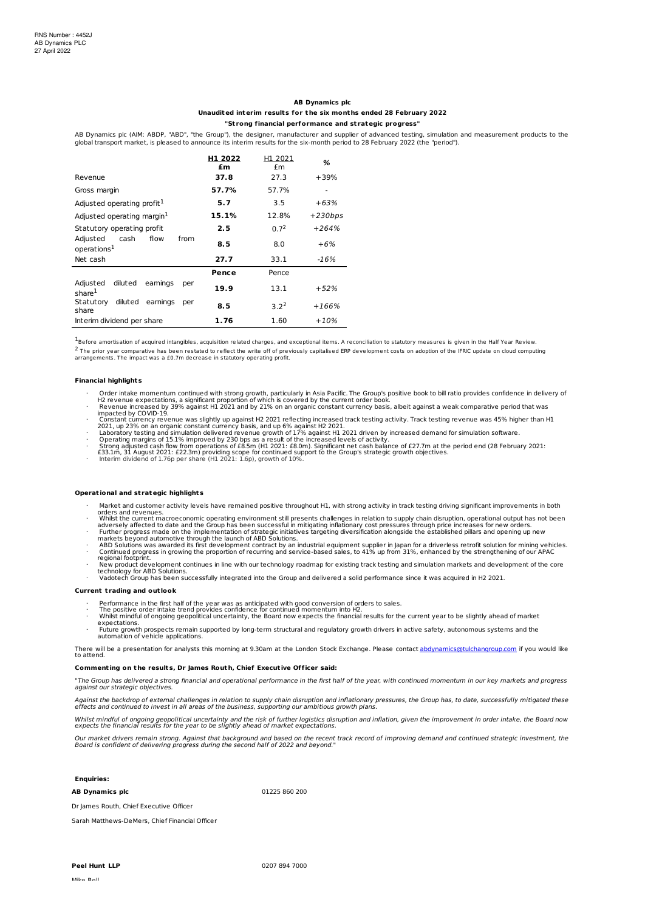RNS Number : 4452J
AB Dynamics PLC
27 April 2022

**AB Dynamics plc**

**Unaudited interim results for the six months ended 28 February 2022**

**"Strong financial performance and strategic progress"**

AB Dynamics plc (AIM: ABDP, "ABD", "the Group"), the designer, manufacturer and supplier of advanced testing, simulation and measurement products to the global transport market, is pleased to announce its interim results for the six-month period to 28 February 2022 (the "period").

| | **H1 2022 £m** | H1 2021 £m | **%** |
|---|---|---|---|
| Revenue | **37.8** | 27.3 | +39% |
| Gross margin | **57.7%** | 57.7% | - |
| Adjusted operating profit[1] | **5.7** | 3.5 | *+63%* |
| Adjusted operating margin[1] | **15.1%** | 12.8% | *+230bps* |
| Statutory operating profit | **2.5** | 0.7[2] | *+264%* |
| Adjusted cash flow from operations[1] | **8.5** | 8.0 | *+6%* |
| Net cash | **27.7** | 33.1 | *-16%* |
| | **Pence** | Pence | |
| Adjusted diluted earnings per share[1] | **19.9** | 13.1 | *+52%* |
| Statutory diluted earnings per share | **8.5** | 3.2[2] | *+166%* |
| Interim dividend per share | **1.76** | 1.60 | *+10%* |

[1] Before amortisation of acquired intangibles, acquisition related charges, and exceptional items. A reconciliation to statutory measures is given in the Half Year Review.

[2] The prior year comparative has been restated to reflect the write off of previously capitalised ERP development costs on adoption of the IFRIC update on cloud computing arrangements. The impact was a £0.7m decrease in statutory operating profit.

**Financial highlights**

- Order intake momentum continued with strong growth, particularly in Asia Pacific. The Group's positive book to bill ratio provides confidence in delivery of H2 revenue expectations, a significant proportion of which is covered by the current order book.
- Revenue increased by 39% against H1 2021 and by 21% on an organic constant currency basis, albeit against a weak comparative period that was impacted by COVID-19.
- Constant currency revenue was slightly up against H2 2021 reflecting increased track testing activity. Track testing revenue was 45% higher than H1 2021, up 23% on an organic constant currency basis, and up 6% against H2 2021.
- Laboratory testing and simulation delivered revenue growth of 17% against H1 2021 driven by increased demand for simulation software.
- Operating margins of 15.1% improved by 230 bps as a result of the increased levels of activity.
- Strong adjusted cash flow from operations of £8.5m (H1 2021: £8.0m). Significant net cash balance of £27.7m at the period end (28 February 2021: £33.1m, 31 August 2021: £22.3m) providing scope for continued support to the Group's strategic growth objectives.
- Interim dividend of 1.76p per share (H1 2021: 1.6p), growth of 10%.

**Operational and strategic highlights**

- Market and customer activity levels have remained positive throughout H1, with strong activity in track testing driving significant improvements in both orders and revenues.
- Whilst the current macroeconomic operating environment still presents challenges in relation to supply chain disruption, operational output has not been adversely affected to date and the Group has been successful in mitigating inflationary cost pressures through price increases for new orders.
- Further progress made on the implementation of strategic initiatives targeting diversification alongside the established pillars and opening up new markets beyond automotive through the launch of ABD Solutions.
- ABD Solutions was awarded its first development contract by an industrial equipment supplier in Japan for a driverless retrofit solution for mining vehicles.
- Continued progress in growing the proportion of recurring and service-based sales, to 41% up from 31%, enhanced by the strengthening of our APAC regional footprint.
- New product development continues in line with our technology roadmap for existing track testing and simulation markets and development of the core technology for ABD Solutions.
- Vadotech Group has been successfully integrated into the Group and delivered a solid performance since it was acquired in H2 2021.

**Current trading and outlook**

- Performance in the first half of the year was as anticipated with good conversion of orders to sales.
- The positive order intake trend provides confidence for continued momentum into H2.
- Whilst mindful of ongoing geopolitical uncertainty, the Board now expects the financial results for the current year to be slightly ahead of market expectations.
- Future growth prospects remain supported by long-term structural and regulatory growth drivers in active safety, autonomous systems and the automation of vehicle applications.

There will be a presentation for analysts this morning at 9.30am at the London Stock Exchange. Please contact abdynamics@tulchangroup.com if you would like to attend.

**Commenting on the results, Dr James Routh, Chief Executive Officer said:**

"*The Group has delivered a strong financial and operational performance in the first half of the year, with continued momentum in our key markets and progress against our strategic objectives.*

*Against the backdrop of external challenges in relation to supply chain disruption and inflationary pressures, the Group has, to date, successfully mitigated these effects and continued to invest in all areas of the business, supporting our ambitious growth plans.*

*Whilst mindful of ongoing geopolitical uncertainty and the risk of further logistics disruption and inflation, given the improvement in order intake, the Board now expects the financial results for the year to be slightly ahead of market expectations.*

*Our market drivers remain strong. Against that background and based on the recent track record of improving demand and continued strategic investment, the Board is confident of delivering progress during the second half of 2022 and beyond.*"

**Enquiries:**

**AB Dynamics plc** 01225 860 200

Dr James Routh, Chief Executive Officer

Sarah Matthews-DeMers, Chief Financial Officer

**Peel Hunt LLP** 0207 894 7000

Mike Bell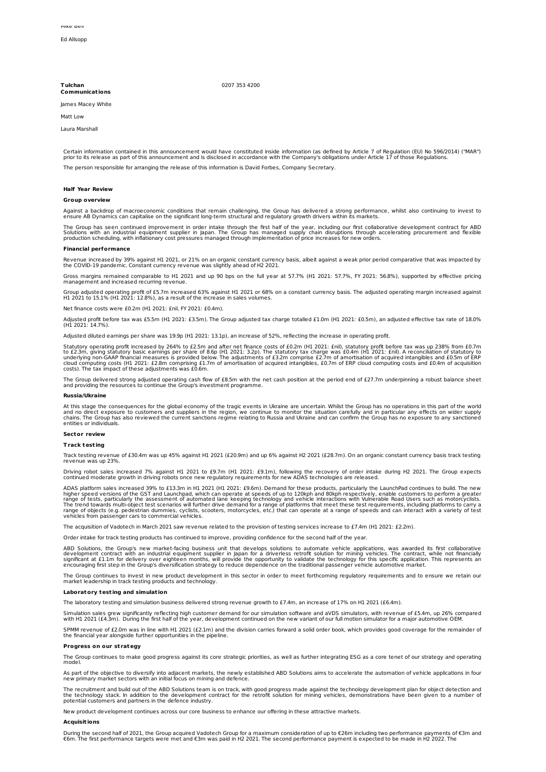Mike Bell

Ed Allsopp

| **Tulchan Communications** | 0207 353 4200 |
|---|---|

James Macey White

Matt Low

Laura Marshall

Certain information contained in this announcement would have constituted inside information (as defined by Article 7 of Regulation (EU) No 596/2014) ("MAR") prior to its release as part of this announcement and is disclosed in accordance with the Company's obligations under Article 17 of those Regulations.

The person responsible for arranging the release of this information is David Forbes, Company Secretary.

## Half Year Review

### Group overview

Against a backdrop of macroeconomic conditions that remain challenging, the Group has delivered a strong performance, whilst also continuing to invest to ensure AB Dynamics can capitalise on the significant long-term structural and regulatory growth drivers within its markets.

The Group has seen continued improvement in order intake through the first half of the year, including our first collaborative development contract for ABD Solutions with an industrial equipment supplier in Japan. The Group has managed supply chain disruptions through accelerating procurement and flexible production scheduling, with inflationary cost pressures managed through implementation of price increases for new orders.

### Financial performance

Revenue increased by 39% against H1 2021, or 21% on an organic constant currency basis, albeit against a weak prior period comparative that was impacted by the COVID-19 pandemic. Constant currency revenue was slightly ahead of H2 2021.

Gross margins remained comparable to H1 2021 and up 90 bps on the full year at 57.7% (H1 2021: 57.7%, FY 2021: 56.8%), supported by effective pricing management and increased recurring revenue.

Group adjusted operating profit of £5.7m increased 63% against H1 2021 or 68% on a constant currency basis. The adjusted operating margin increased against H1 2021 to 15.1% (H1 2021: 12.8%), as a result of the increase in sales volumes.

Net finance costs were £0.2m (H1 2021: £nil, FY 2021: £0.4m).

Adjusted profit before tax was £5.5m (H1 2021: £3.5m). The Group adjusted tax charge totalled £1.0m (H1 2021: £0.5m), an adjusted effective tax rate of 18.0% (H1 2021: 14.7%).

Adjusted diluted earnings per share was 19.9p (H1 2021: 13.1p), an increase of 52%, reflecting the increase in operating profit.

Statutory operating profit increased by 264% to £2.5m and after net finance costs of £0.2m (H1 2021: £nil), statutory profit before tax was up 238% from £0.7m to £2.3m, giving statutory basic earnings per share of 8.6p (H1 2021: 3.2p). The statutory tax charge was £0.4m (H1 2021: £nil). A reconciliation of statutory to underlying non-GAAP financial measures is provided below. The adjustments of £3.2m comprise £2.7m of amortisation of acquired intangibles and £0.5m of ERP cloud computing costs (H1 2021: £2.8m comprising £1.7m of amortisation of acquired intangibles, £0.7m of ERP cloud computing costs and £0.4m of acquisition costs). The tax impact of these adjustments was £0.6m.

The Group delivered strong adjusted operating cash flow of £8.5m with the net cash position at the period end of £27.7m underpinning a robust balance sheet and providing the resources to continue the Group's investment programme.

### Russia/Ukraine

At this stage the consequences for the global economy of the tragic events in Ukraine are uncertain. Whilst the Group has no operations in this part of the world and no direct exposure to customers and suppliers in the region, we continue to monitor the situation carefully and in particular any effects on wider supply chains. The Group has also reviewed the current sanctions regime relating to Russia and Ukraine and can confirm the Group has no exposure to any sanctioned entities or individuals.

### Sector review

### Track testing

Track testing revenue of £30.4m was up 45% against H1 2021 (£20.9m) and up 6% against H2 2021 (£28.7m). On an organic constant currency basis track testing revenue was up 23%.

Driving robot sales increased 7% against H1 2021 to £9.7m (H1 2021: £9.1m), following the recovery of order intake during H2 2021. The Group expects continued moderate growth in driving robots once new regulatory requirements for new ADAS technologies are released.

ADAS platform sales increased 39% to £13.3m in H1 2021 (H1 2021: £9.6m). Demand for these products, particularly the LaunchPad continues to build. The new higher speed versions of the GST and Launchpad, which can operate at speeds of up to 120kph and 80kph respectively, enable customers to perform a greater range of tests, particularly the assessment of automated lane keeping technology and vehicle interactions with Vulnerable Road Users such as motorcyclists. The trend towards multi-object test scenarios will further drive demand for a range of platforms that meet these test requirements, including platforms to carry a range of objects (e.g. pedestrian dummies, cyclists, scooters, motorcycles, etc.) that can operate at a range of speeds and can interact with a variety of test vehicles from passenger cars to commercial vehicles.

The acquisition of Vadotech in March 2021 saw revenue related to the provision of testing services increase to £7.4m (H1 2021: £2.2m).

Order intake for track testing products has continued to improve, providing confidence for the second half of the year.

ABD Solutions, the Group's new market-facing business unit that develops solutions to automate vehicle applications, was awarded its first collaborative development contract with an industrial equipment supplier in Japan for a driverless retrofit solution for mining vehicles. The contract, while not financially significant at £1.1m for delivery over eighteen months, will provide the opportunity to validate the technology for this specific application. This represents an encouraging first step in the Group's diversification strategy to reduce dependence on the traditional passenger vehicle automotive market.

The Group continues to invest in new product development in this sector in order to meet forthcoming regulatory requirements and to ensure we retain our market leadership in track testing products and technology.

### Laboratory testing and simulation

The laboratory testing and simulation business delivered strong revenue growth to £7.4m, an increase of 17% on H1 2021 (£6.4m).

Simulation sales grew significantly reflecting high customer demand for our simulation software and aVDS simulators, with revenue of £5.4m, up 26% compared with H1 2021 (£4.3m). During the first half of the year, development continued on the new variant of our full motion simulator for a major automotive OEM.

SPMM revenue of £2.0m was in line with H1 2021 (£2.1m) and the division carries forward a solid order book, which provides good coverage for the remainder of the financial year alongside further opportunities in the pipeline.

### Progress on our strategy

The Group continues to make good progress against its core strategic priorities, as well as further integrating ESG as a core tenet of our strategy and operating model.

As part of the objective to diversify into adjacent markets, the newly established ABD Solutions aims to accelerate the automation of vehicle applications in four new primary market sectors with an initial focus on mining and defence.

The recruitment and build out of the ABD Solutions team is on track, with good progress made against the technology development plan for object detection and the technology stack. In addition to the development contract for the retrofit solution for mining vehicles, demonstrations have been given to a number of potential customers and partners in the defence industry.

New product development continues across our core business to enhance our offering in these attractive markets.

### Acquisitions

During the second half of 2021, the Group acquired Vadotech Group for a maximum consideration of up to €26m including two performance payments of €3m and €6m. The first performance targets were met and €3m was paid in H2 2021. The second performance payment is expected to be made in H2 2022. The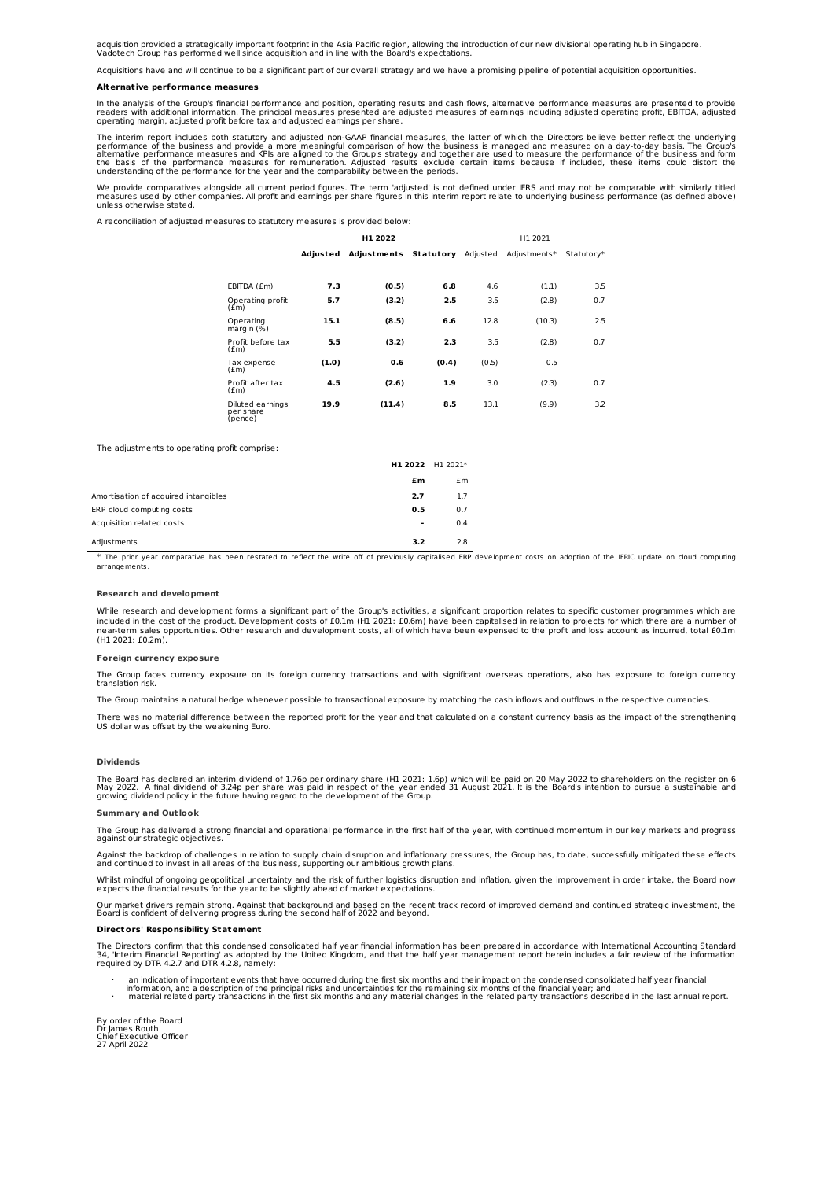acquisition provided a strategically important footprint in the Asia Pacific region, allowing the introduction of our new divisional operating hub in Singapore. Vadotech Group has performed well since acquisition and in line with the Board's expectations.

Acquisitions have and will continue to be a significant part of our overall strategy and we have a promising pipeline of potential acquisition opportunities.

**Alternative performance measures**

In the analysis of the Group's financial performance and position, operating results and cash flows, alternative performance measures are presented to provide readers with additional information. The principal measures presented are adjusted measures of earnings including adjusted operating profit, EBITDA, adjusted operating margin, adjusted profit before tax and adjusted earnings per share.

The interim report includes both statutory and adjusted non-GAAP financial measures, the latter of which the Directors believe better reflect the underlying performance of the business and provide a more meaningful comparison of how the business is managed and measured on a day-to-day basis. The Group's alternative performance measures and KPIs are aligned to the Group's strategy and together are used to measure the performance of the business and form the basis of the performance measures for remuneration. Adjusted results exclude certain items because if included, these items could distort the understanding of the performance for the year and the comparability between the periods.

We provide comparatives alongside all current period figures. The term 'adjusted' is not defined under IFRS and may not be comparable with similarly titled measures used by other companies. All profit and earnings per share figures in this interim report relate to underlying business performance (as defined above) unless otherwise stated.

A reconciliation of adjusted measures to statutory measures is provided below:

| | **H1 2022** | | | H1 2021 | | |
|---|---|---|---|---|---|---|
| | **Adjusted** | **Adjustments** | **Statutory** | Adjusted | Adjustments* | Statutory* |
| EBITDA (£m) | **7.3** | **(0.5)** | **6.8** | 4.6 | (1.1) | 3.5 |
| Operating profit (£m) | **5.7** | **(3.2)** | **2.5** | 3.5 | (2.8) | 0.7 |
| Operating margin (%) | **15.1** | **(8.5)** | **6.6** | 12.8 | (10.3) | 2.5 |
| Profit before tax (£m) | **5.5** | **(3.2)** | **2.3** | 3.5 | (2.8) | 0.7 |
| Tax expense (£m) | **(1.0)** | **0.6** | **(0.4)** | (0.5) | 0.5 | - |
| Profit after tax (£m) | **4.5** | **(2.6)** | **1.9** | 3.0 | (2.3) | 0.7 |
| Diluted earnings per share (pence) | **19.9** | **(11.4)** | **8.5** | 13.1 | (9.9) | 3.2 |

The adjustments to operating profit comprise:

| | **H1 2022** | H1 2021* |
|---|---|---|
| | **£m** | £m |
| Amortisation of acquired intangibles | **2.7** | 1.7 |
| ERP cloud computing costs | **0.5** | 0.7 |
| Acquisition related costs | **-** | 0.4 |
| Adjustments | **3.2** | 2.8 |

\* The prior year comparative has been restated to reflect the write off of previously capitalised ERP development costs on adoption of the IFRIC update on cloud computing arrangements.

**Research and development**

While research and development forms a significant part of the Group's activities, a significant proportion relates to specific customer programmes which are included in the cost of the product. Development costs of £0.1m (H1 2021: £0.6m) have been capitalised in relation to projects for which there are a number of near-term sales opportunities. Other research and development costs, all of which have been expensed to the profit and loss account as incurred, total £0.1m (H1 2021: £0.2m).

**Foreign currency exposure**

The Group faces currency exposure on its foreign currency transactions and with significant overseas operations, also has exposure to foreign currency translation risk.

The Group maintains a natural hedge whenever possible to transactional exposure by matching the cash inflows and outflows in the respective currencies.

There was no material difference between the reported profit for the year and that calculated on a constant currency basis as the impact of the strengthening US dollar was offset by the weakening Euro.

**Dividends**

The Board has declared an interim dividend of 1.76p per ordinary share (H1 2021: 1.6p) which will be paid on 20 May 2022 to shareholders on the register on 6 May 2022. A final dividend of 3.24p per share was paid in respect of the year ended 31 August 2021. It is the Board's intention to pursue a sustainable and growing dividend policy in the future having regard to the development of the Group.

**Summary and Outlook**

The Group has delivered a strong financial and operational performance in the first half of the year, with continued momentum in our key markets and progress against our strategic objectives.

Against the backdrop of challenges in relation to supply chain disruption and inflationary pressures, the Group has, to date, successfully mitigated these effects and continued to invest in all areas of the business, supporting our ambitious growth plans.

Whilst mindful of ongoing geopolitical uncertainty and the risk of further logistics disruption and inflation, given the improvement in order intake, the Board now expects the financial results for the year to be slightly ahead of market expectations.

Our market drivers remain strong. Against that background and based on the recent track record of improved demand and continued strategic investment, the Board is confident of delivering progress during the second half of 2022 and beyond.

**Directors' Responsibility Statement**

The Directors confirm that this condensed consolidated half year financial information has been prepared in accordance with International Accounting Standard 34, 'Interim Financial Reporting' as adopted by the United Kingdom, and that the half year management report herein includes a fair review of the information required by DTR 4.2.7 and DTR 4.2.8, namely:

- an indication of important events that have occurred during the first six months and their impact on the condensed consolidated half year financial information, and a description of the principal risks and uncertainties for the remaining six months of the financial year; and
- material related party transactions in the first six months and any material changes in the related party transactions described in the last annual report.

By order of the Board
Dr James Routh
Chief Executive Officer
27 April 2022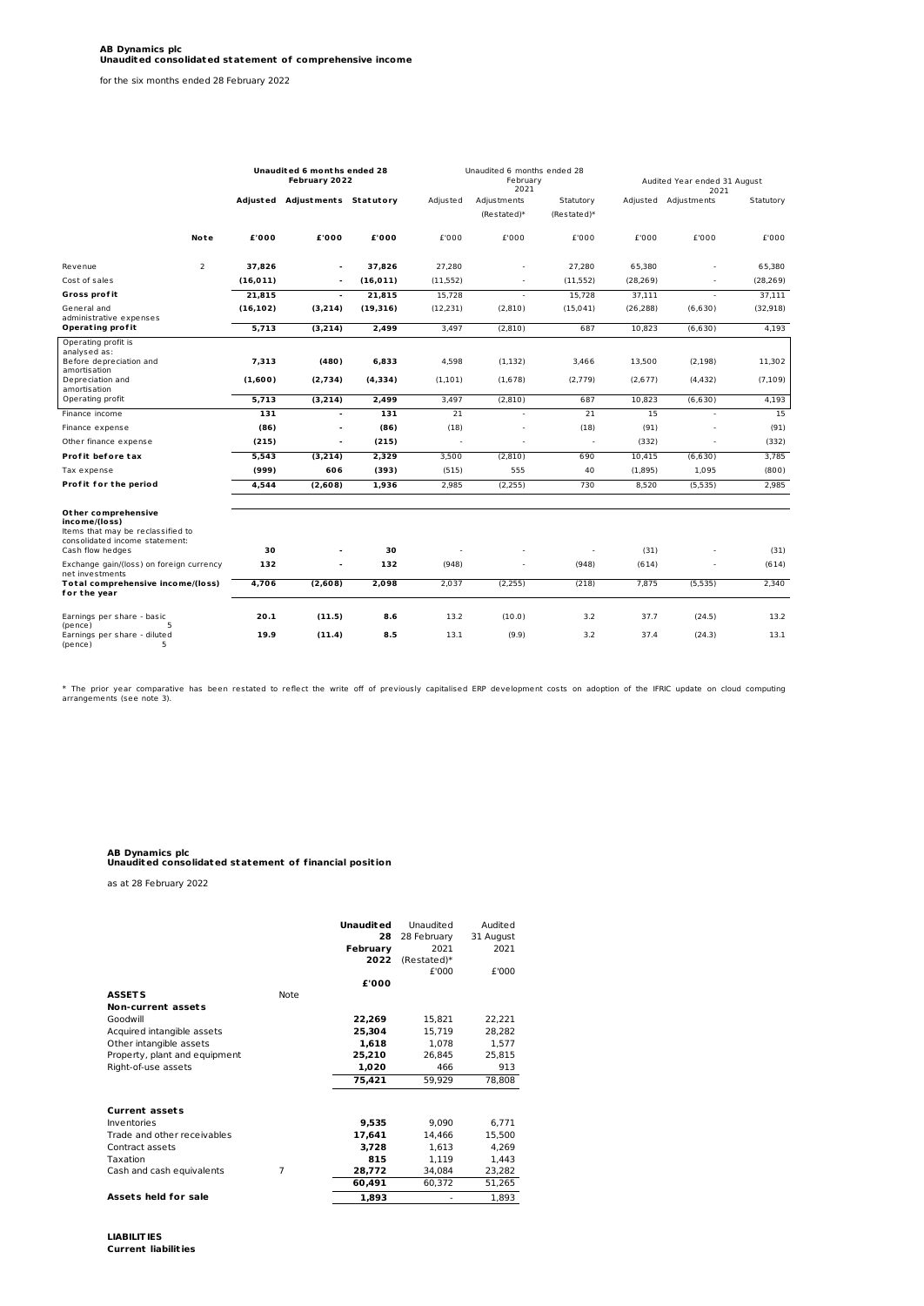**AB Dynamics plc**
**Unaudited consolidated statement of comprehensive income**

for the six months ended 28 February 2022

| | | **Unaudited 6 months ended 28 February 2022** | | | Unaudited 6 months ended 28 February 2021 | | | Audited Year ended 31 August 2021 | | |
|---|---|---|---|---|---|---|---|---|---|---|
| | | **Adjusted** | **Adjustments** | **Statutory** | Adjusted | Adjustments (Restated)* | Statutory (Restated)* | Adjusted | Adjustments | Statutory |
| | **Note** | **£'000** | **£'000** | **£'000** | £'000 | £'000 | £'000 | £'000 | £'000 | £'000 |
| Revenue | 2 | **37,826** | **-** | **37,826** | 27,280 | - | 27,280 | 65,380 | - | 65,380 |
| Cost of sales | | **(16,011)** | **-** | **(16,011)** | (11,552) | - | (11,552) | (28,269) | - | (28,269) |
| **Gross profit** | | **21,815** | **-** | **21,815** | 15,728 | - | 15,728 | 37,111 | - | 37,111 |
| General and administrative expenses | | **(16,102)** | **(3,214)** | **(19,316)** | (12,231) | (2,810) | (15,041) | (26,288) | (6,630) | (32,918) |
| **Operating profit** | | **5,713** | **(3,214)** | **2,499** | 3,497 | (2,810) | 687 | 10,823 | (6,630) | 4,193 |
| Operating profit is analysed as: | | | | | | | | | | |
| Before depreciation and amortisation | | **7,313** | **(480)** | **6,833** | 4,598 | (1,132) | 3,466 | 13,500 | (2,198) | 11,302 |
| Depreciation and amortisation | | **(1,600)** | **(2,734)** | **(4,334)** | (1,101) | (1,678) | (2,779) | (2,677) | (4,432) | (7,109) |
| Operating profit | | **5,713** | **(3,214)** | **2,499** | 3,497 | (2,810) | 687 | 10,823 | (6,630) | 4,193 |
| Finance income | | **131** | **-** | **131** | 21 | - | 21 | 15 | - | 15 |
| Finance expense | | **(86)** | **-** | **(86)** | (18) | - | (18) | (91) | - | (91) |
| Other finance expense | | **(215)** | **-** | **(215)** | - | - | - | (332) | - | (332) |
| **Profit before tax** | | **5,543** | **(3,214)** | **2,329** | 3,500 | (2,810) | 690 | 10,415 | (6,630) | 3,785 |
| Tax expense | | **(999)** | **606** | **(393)** | (515) | 555 | 40 | (1,895) | 1,095 | (800) |
| **Profit for the period** | | **4,544** | **(2,608)** | **1,936** | 2,985 | (2,255) | 730 | 8,520 | (5,535) | 2,985 |
| **Other comprehensive income/(loss)** | | | | | | | | | | |
| Items that may be reclassified to consolidated income statement: | | | | | | | | | | |
| Cash flow hedges | | **30** | **-** | **30** | - | - | - | (31) | - | (31) |
| Exchange gain/(loss) on foreign currency net investments | | **132** | **-** | **132** | (948) | - | (948) | (614) | - | (614) |
| **Total comprehensive income/(loss) for the year** | | **4,706** | **(2,608)** | **2,098** | 2,037 | (2,255) | (218) | 7,875 | (5,535) | 2,340 |
| Earnings per share - basic (pence) | 5 | **20.1** | **(11.5)** | **8.6** | 13.2 | (10.0) | 3.2 | 37.7 | (24.5) | 13.2 |
| Earnings per share - diluted (pence) | 5 | **19.9** | **(11.4)** | **8.5** | 13.1 | (9.9) | 3.2 | 37.4 | (24.3) | 13.1 |

\* The prior year comparative has been restated to reflect the write off of previously capitalised ERP development costs on adoption of the IFRIC update on cloud computing arrangements (see note 3).

**AB Dynamics plc**
**Unaudited consolidated statement of financial position**

as at 28 February 2022

| | Note | **Unaudited 28 February 2022** | Unaudited 28 February 2021 (Restated)* | Audited 31 August 2021 |
|---|---|---|---|---|
| | | **£'000** | £'000 | £'000 |
| **ASSETS** | | | | |
| **Non-current assets** | | | | |
| Goodwill | | **22,269** | 15,821 | 22,221 |
| Acquired intangible assets | | **25,304** | 15,719 | 28,282 |
| Other intangible assets | | **1,618** | 1,078 | 1,577 |
| Property, plant and equipment | | **25,210** | 26,845 | 25,815 |
| Right-of-use assets | | **1,020** | 466 | 913 |
| | | **75,421** | 59,929 | 78,808 |
| **Current assets** | | | | |
| Inventories | | **9,535** | 9,090 | 6,771 |
| Trade and other receivables | | **17,641** | 14,466 | 15,500 |
| Contract assets | | **3,728** | 1,613 | 4,269 |
| Taxation | | **815** | 1,119 | 1,443 |
| Cash and cash equivalents | 7 | **28,772** | 34,084 | 23,282 |
| | | **60,491** | 60,372 | 51,265 |
| **Assets held for sale** | | **1,893** | - | 1,893 |

**LIABILITIES**
**Current liabilities**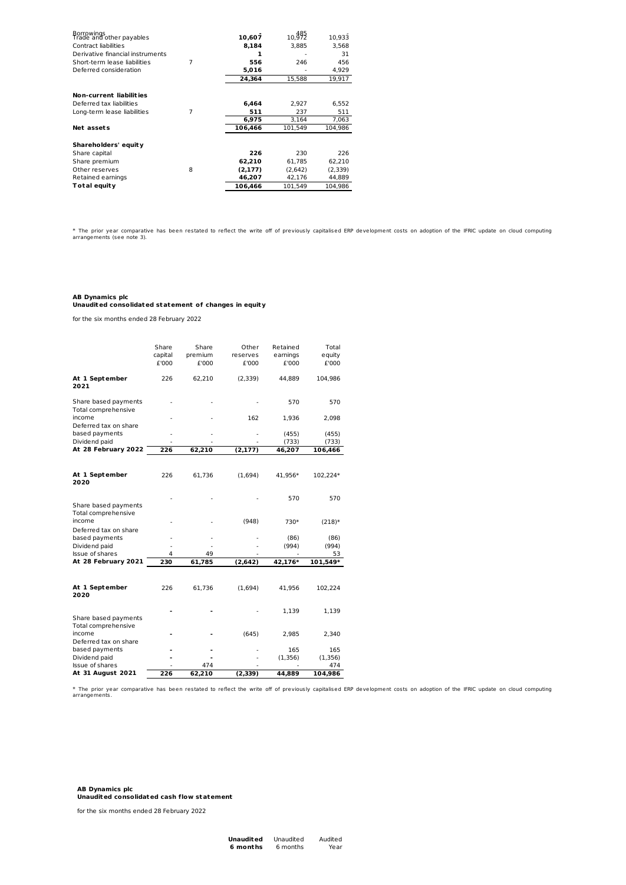| | | | | |
|---|---|---|---|---|
| Borrowings | | - | 485 | - |
| Trade and other payables | | **10,607** | 10,972 | 10,933 |
| Contract liabilities | | **8,184** | 3,885 | 3,568 |
| Derivative financial instruments | | **1** | - | 31 |
| Short-term lease liabilities | 7 | **556** | 246 | 456 |
| Deferred consideration | | **5,016** | - | 4,929 |
| | | **24,364** | 15,588 | 19,917 |
| | | | | |
| **Non-current liabilities** | | | | |
| Deferred tax liabilities | | **6,464** | 2,927 | 6,552 |
| Long-term lease liabilities | 7 | **511** | 237 | 511 |
| | | **6,975** | 3,164 | 7,063 |
| **Net assets** | | **106,466** | 101,549 | 104,986 |
| | | | | |
| **Shareholders' equity** | | | | |
| Share capital | | **226** | 230 | 226 |
| Share premium | | **62,210** | 61,785 | 62,210 |
| Other reserves | 8 | **(2,177)** | (2,642) | (2,339) |
| Retained earnings | | **46,207** | 42,176 | 44,889 |
| **Total equity** | | **106,466** | 101,549 | 104,986 |

* The prior year comparative has been restated to reflect the write off of previously capitalised ERP development costs on adoption of the IFRIC update on cloud computing arrangements (see note 3).

**AB Dynamics plc**
**Unaudited consolidated statement of changes in equity**

for the six months ended 28 February 2022

| | Share capital £'000 | Share premium £'000 | Other reserves £'000 | Retained earnings £'000 | Total equity £'000 |
|---|---|---|---|---|---|
| **At 1 September 2021** | 226 | 62,210 | (2,339) | 44,889 | 104,986 |
| Share based payments | - | - | - | 570 | 570 |
| Total comprehensive income | - | - | 162 | 1,936 | 2,098 |
| Deferred tax on share based payments | - | - | - | (455) | (455) |
| Dividend paid | - | - | - | (733) | (733) |
| **At 28 February 2022** | **226** | **62,210** | **(2,177)** | **46,207** | **106,466** |
| | | | | | |
| **At 1 September 2020** | 226 | 61,736 | (1,694) | 41,956* | 102,224* |
| Share based payments | - | - | - | 570 | 570 |
| Total comprehensive income | - | - | (948) | 730* | (218)* |
| Deferred tax on share based payments | - | - | - | (86) | (86) |
| Dividend paid | - | - | - | (994) | (994) |
| Issue of shares | 4 | 49 | - | - | 53 |
| **At 28 February 2021** | **230** | **61,785** | **(2,642)** | **42,176*** | **101,549*** |
| | | | | | |
| **At 1 September 2020** | 226 | 61,736 | (1,694) | 41,956 | 102,224 |
| Share based payments | - | - | - | 1,139 | 1,139 |
| Total comprehensive income | - | - | (645) | 2,985 | 2,340 |
| Deferred tax on share based payments | - | - | - | 165 | 165 |
| Dividend paid | - | - | - | (1,356) | (1,356) |
| Issue of shares | - | 474 | - | - | 474 |
| **At 31 August 2021** | **226** | **62,210** | **(2,339)** | **44,889** | **104,986** |

* The prior year comparative has been restated to reflect the write off of previously capitalised ERP development costs on adoption of the IFRIC update on cloud computing arrangements.

**AB Dynamics plc**
**Unaudited consolidated cash flow statement**

for the six months ended 28 February 2022

| **Unaudited 6 months** | Unaudited 6 months | Audited Year |
|---|---|---|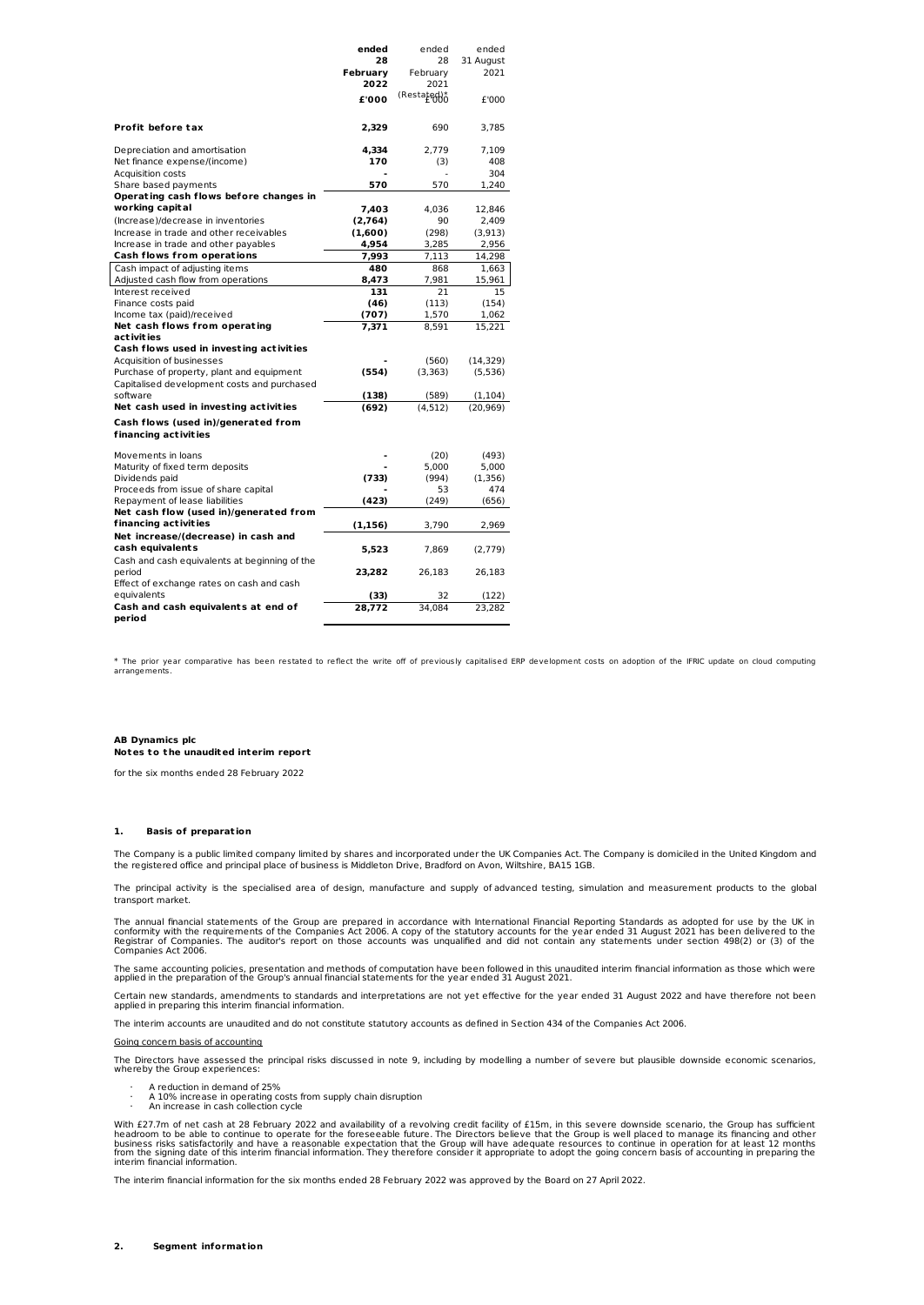| | ended 28 February 2022 | ended 28 February 2021 (Restated)* | ended 31 August 2021 |
|---|---|---|---|
| | £'000 | £'000 | £'000 |
| **Profit before tax** | **2,329** | 690 | 3,785 |
| Depreciation and amortisation | **4,334** | 2,779 | 7,109 |
| Net finance expense/(income) | **170** | (3) | 408 |
| Acquisition costs | **-** | - | 304 |
| Share based payments | **570** | 570 | 1,240 |
| **Operating cash flows before changes in working capital** | **7,403** | 4,036 | 12,846 |
| (Increase)/decrease in inventories | **(2,764)** | 90 | 2,409 |
| Increase in trade and other receivables | **(1,600)** | (298) | (3,913) |
| Increase in trade and other payables | **4,954** | 3,285 | 2,956 |
| **Cash flows from operations** | **7,993** | 7,113 | 14,298 |
| Cash impact of adjusting items | **480** | 868 | 1,663 |
| Adjusted cash flow from operations | **8,473** | 7,981 | 15,961 |
| Interest received | **131** | 21 | 15 |
| Finance costs paid | **(46)** | (113) | (154) |
| Income tax (paid)/received | **(707)** | 1,570 | 1,062 |
| **Net cash flows from operating activities** | **7,371** | 8,591 | 15,221 |
| **Cash flows used in investing activities** | | | |
| Acquisition of businesses | **-** | (560) | (14,329) |
| Purchase of property, plant and equipment | **(554)** | (3,363) | (5,536) |
| Capitalised development costs and purchased software | **(138)** | (589) | (1,104) |
| **Net cash used in investing activities** | **(692)** | (4,512) | (20,969) |
| **Cash flows (used in)/generated from financing activities** | | | |
| Movements in loans | **-** | (20) | (493) |
| Maturity of fixed term deposits | **-** | 5,000 | 5,000 |
| Dividends paid | **(733)** | (994) | (1,356) |
| Proceeds from issue of share capital | **-** | 53 | 474 |
| Repayment of lease liabilities | **(423)** | (249) | (656) |
| **Net cash flow (used in)/generated from financing activities** | **(1,156)** | 3,790 | 2,969 |
| **Net increase/(decrease) in cash and cash equivalents** | **5,523** | 7,869 | (2,779) |
| Cash and cash equivalents at beginning of the period | **23,282** | 26,183 | 26,183 |
| Effect of exchange rates on cash and cash equivalents | **(33)** | 32 | (122) |
| **Cash and cash equivalents at end of period** | **28,772** | 34,084 | 23,282 |

* The prior year comparative has been restated to reflect the write off of previously capitalised ERP development costs on adoption of the IFRIC update on cloud computing arrangements.

**AB Dynamics plc**
**Notes to the unaudited interim report**

for the six months ended 28 February 2022

### 1. Basis of preparation

The Company is a public limited company limited by shares and incorporated under the UK Companies Act. The Company is domiciled in the United Kingdom and the registered office and principal place of business is Middleton Drive, Bradford on Avon, Wiltshire, BA15 1GB.

The principal activity is the specialised area of design, manufacture and supply of advanced testing, simulation and measurement products to the global transport market.

The annual financial statements of the Group are prepared in accordance with International Financial Reporting Standards as adopted for use by the UK in conformity with the requirements of the Companies Act 2006. A copy of the statutory accounts for the year ended 31 August 2021 has been delivered to the Registrar of Companies. The auditor's report on those accounts was unqualified and did not contain any statements under section 498(2) or (3) of the Companies Act 2006.

The same accounting policies, presentation and methods of computation have been followed in this unaudited interim financial information as those which were applied in the preparation of the Group's annual financial statements for the year ended 31 August 2021.

Certain new standards, amendments to standards and interpretations are not yet effective for the year ended 31 August 2022 and have therefore not been applied in preparing this interim financial information.

The interim accounts are unaudited and do not constitute statutory accounts as defined in Section 434 of the Companies Act 2006.

Going concern basis of accounting

The Directors have assessed the principal risks discussed in note 9, including by modelling a number of severe but plausible downside economic scenarios, whereby the Group experiences:

- A reduction in demand of 25%
- A 10% increase in operating costs from supply chain disruption
- An increase in cash collection cycle

With £27.7m of net cash at 28 February 2022 and availability of a revolving credit facility of £15m, in this severe downside scenario, the Group has sufficient headroom to be able to continue to operate for the foreseeable future. The Directors believe that the Group is well placed to manage its financing and other business risks satisfactorily and have a reasonable expectation that the Group will have adequate resources to continue in operation for at least 12 months from the signing date of this interim financial information. They therefore consider it appropriate to adopt the going concern basis of accounting in preparing the interim financial information.

The interim financial information for the six months ended 28 February 2022 was approved by the Board on 27 April 2022.

### 2. Segment information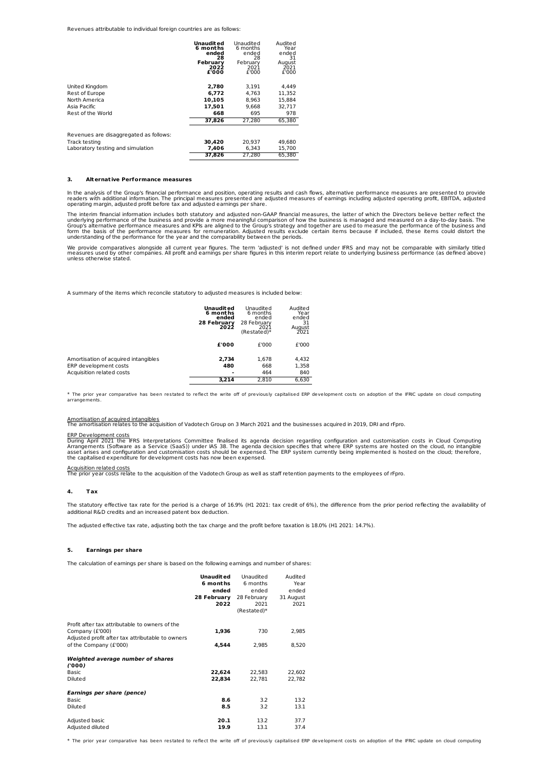Revenues attributable to individual foreign countries are as follows:

| | **Unaudited 6 months ended 28 February 2022 £'000** | Unaudited 6 months ended 28 February 2021 £'000 | Audited Year ended 31 August 2021 £'000 |
|---|---|---|---|
| United Kingdom | **2,780** | 3,191 | 4,449 |
| Rest of Europe | **6,772** | 4,763 | 11,352 |
| North America | **10,105** | 8,963 | 15,884 |
| Asia Pacific | **17,501** | 9,668 | 32,717 |
| Rest of the World | **668** | 695 | 978 |
| | **37,826** | 27,280 | 65,380 |
| | | | |
| Revenues are disaggregated as follows: | | | |
| Track testing | **30,420** | 20,937 | 49,680 |
| Laboratory testing and simulation | **7,406** | 6,343 | 15,700 |
| | **37,826** | 27,280 | 65,380 |

### 3. Alternative Performance measures

In the analysis of the Group's financial performance and position, operating results and cash flows, alternative performance measures are presented to provide readers with additional information. The principal measures presented are adjusted measures of earnings including adjusted operating profit, EBITDA, adjusted operating margin, adjusted profit before tax and adjusted earnings per share.

The interim financial information includes both statutory and adjusted non-GAAP financial measures, the latter of which the Directors believe better reflect the underlying performance of the business and provide a more meaningful comparison of how the business is managed and measured on a day-to-day basis. The Group's alternative performance measures and KPIs are aligned to the Group's strategy and together are used to measure the performance of the business and form the basis of the performance measures for remuneration. Adjusted results exclude certain items because if included, these items could distort the understanding of the performance for the year and the comparability between the periods.

We provide comparatives alongside all current year figures. The term 'adjusted' is not defined under IFRS and may not be comparable with similarly titled measures used by other companies. All profit and earnings per share figures in this interim report relate to underlying business performance (as defined above) unless otherwise stated.

A summary of the items which reconcile statutory to adjusted measures is included below:

| | **Unaudited 6 months ended 28 February 2022** | Unaudited 6 months ended 28 February 2021 (Restated)* | Audited Year ended 31 August 2021 |
|---|---|---|---|
| | **£'000** | £'000 | £'000 |
| Amortisation of acquired intangibles | **2,734** | 1,678 | 4,432 |
| ERP development costs | **480** | 668 | 1,358 |
| Acquisition related costs | **-** | 464 | 840 |
| | **3,214** | 2,810 | 6,630 |

\* The prior year comparative has been restated to reflect the write off of previously capitalised ERP development costs on adoption of the IFRIC update on cloud computing arrangements.

Amortisation of acquired intangibles
The amortisation relates to the acquisition of Vadotech Group on 3 March 2021 and the businesses acquired in 2019, DRI and rFpro.

ERP Development costs
During April 2021 the IFRS Interpretations Committee finalised its agenda decision regarding configuration and customisation costs in Cloud Computing Arrangements (Software as a Service (SaaS)) under IAS 38. The agenda decision specifies that where ERP systems are hosted on the cloud, no intangible asset arises and configuration and customisation costs should be expensed. The ERP system currently being implemented is hosted on the cloud; therefore, the capitalised expenditure for development costs has now been expensed.

Acquisition related costs
The prior year costs relate to the acquisition of the Vadotech Group as well as staff retention payments to the employees of rFpro.

### 4. Tax

The statutory effective tax rate for the period is a charge of 16.9% (H1 2021: tax credit of 6%), the difference from the prior period reflecting the availability of additional R&D credits and an increased patent box deduction.

The adjusted effective tax rate, adjusting both the tax charge and the profit before taxation is 18.0% (H1 2021: 14.7%).

### 5. Earnings per share

The calculation of earnings per share is based on the following earnings and number of shares:

| | **Unaudited 6 months ended 28 February 2022** | Unaudited 6 months ended 28 February 2021 (Restated)* | Audited Year ended 31 August 2021 |
|---|---|---|---|
| Profit after tax attributable to owners of the Company (£'000) | **1,936** | 730 | 2,985 |
| Adjusted profit after tax attributable to owners of the Company (£'000) | **4,544** | 2,985 | 8,520 |
| | | | |
| ***Weighted average number of shares ('000)*** | | | |
| Basic | **22,624** | 22,583 | 22,602 |
| Diluted | **22,834** | 22,781 | 22,782 |
| | | | |
| ***Earnings per share (pence)*** | | | |
| Basic | **8.6** | 3.2 | 13.2 |
| Diluted | **8.5** | 3.2 | 13.1 |
| | | | |
| Adjusted basic | **20.1** | 13.2 | 37.7 |
| Adjusted diluted | **19.9** | 13.1 | 37.4 |

\* The prior year comparative has been restated to reflect the write off of previously capitalised ERP development costs on adoption of the IFRIC update on cloud computing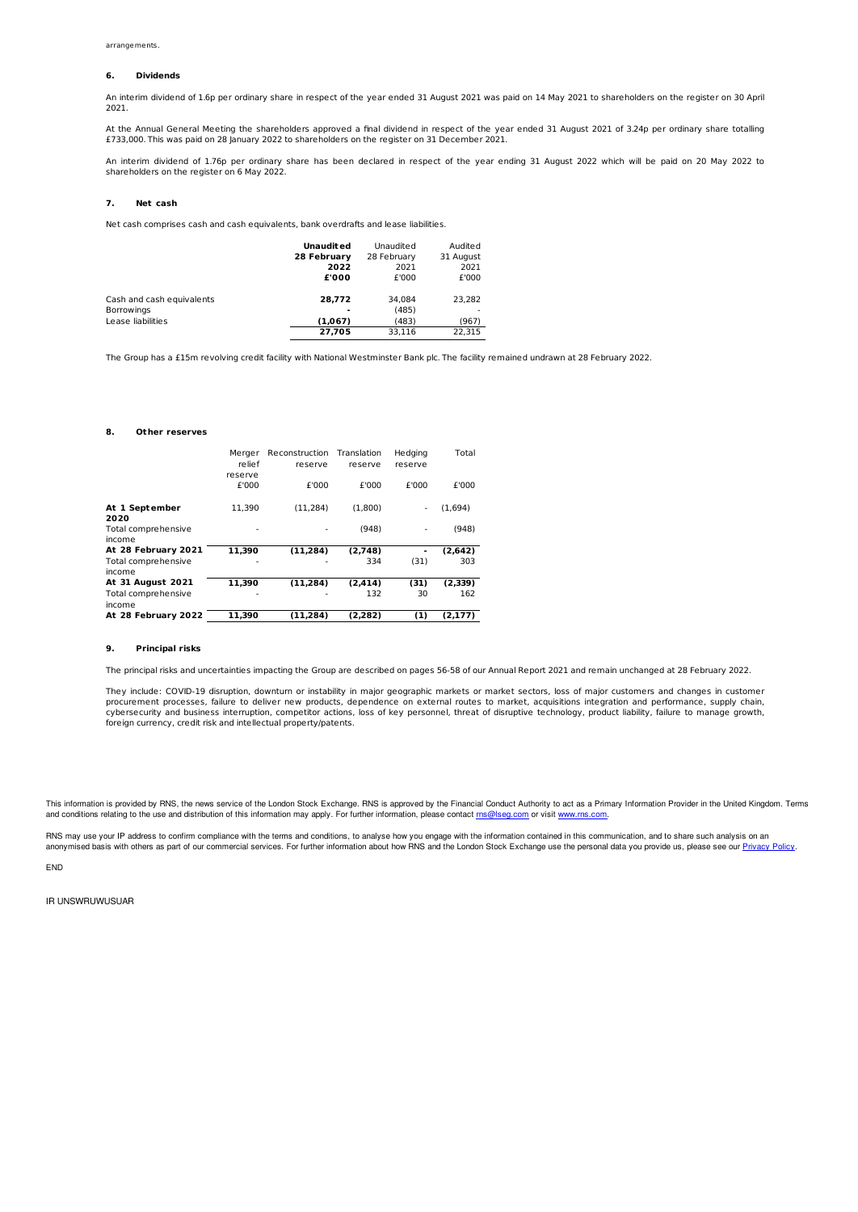arrangements.

### 6. Dividends

An interim dividend of 1.6p per ordinary share in respect of the year ended 31 August 2021 was paid on 14 May 2021 to shareholders on the register on 30 April 2021.

At the Annual General Meeting the shareholders approved a final dividend in respect of the year ended 31 August 2021 of 3.24p per ordinary share totalling £733,000. This was paid on 28 January 2022 to shareholders on the register on 31 December 2021.

An interim dividend of 1.76p per ordinary share has been declared in respect of the year ending 31 August 2022 which will be paid on 20 May 2022 to shareholders on the register on 6 May 2022.

### 7. Net cash

Net cash comprises cash and cash equivalents, bank overdrafts and lease liabilities.

| | **Unaudited 28 February 2022 £'000** | Unaudited 28 February 2021 £'000 | Audited 31 August 2021 £'000 |
|---|---|---|---|
| Cash and cash equivalents | **28,772** | 34,084 | 23,282 |
| Borrowings | **-** | (485) | - |
| Lease liabilities | **(1,067)** | (483) | (967) |
| | **27,705** | 33,116 | 22,315 |

The Group has a £15m revolving credit facility with National Westminster Bank plc. The facility remained undrawn at 28 February 2022.

### 8. Other reserves

| | Merger relief reserve £'000 | Reconstruction reserve £'000 | Translation reserve £'000 | Hedging reserve £'000 | Total £'000 |
|---|---|---|---|---|---|
| **At 1 September 2020** | 11,390 | (11,284) | (1,800) | - | (1,694) |
| Total comprehensive income | - | - | (948) | - | (948) |
| **At 28 February 2021** | **11,390** | **(11,284)** | **(2,748)** | **-** | **(2,642)** |
| Total comprehensive income | - | - | 334 | (31) | 303 |
| **At 31 August 2021** | **11,390** | **(11,284)** | **(2,414)** | **(31)** | **(2,339)** |
| Total comprehensive income | - | - | 132 | 30 | 162 |
| **At 28 February 2022** | **11,390** | **(11,284)** | **(2,282)** | **(1)** | **(2,177)** |

### 9. Principal risks

The principal risks and uncertainties impacting the Group are described on pages 56-58 of our Annual Report 2021 and remain unchanged at 28 February 2022.

They include: COVID-19 disruption, downturn or instability in major geographic markets or market sectors, loss of major customers and changes in customer procurement processes, failure to deliver new products, dependence on external routes to market, acquisitions integration and performance, supply chain, cybersecurity and business interruption, competitor actions, loss of key personnel, threat of disruptive technology, product liability, failure to manage growth, foreign currency, credit risk and intellectual property/patents.

This information is provided by RNS, the news service of the London Stock Exchange. RNS is approved by the Financial Conduct Authority to act as a Primary Information Provider in the United Kingdom. Terms and conditions relating to the use and distribution of this information may apply. For further information, please contact rns@lseg.com or visit www.rns.com.

RNS may use your IP address to confirm compliance with the terms and conditions, to analyse how you engage with the information contained in this communication, and to share such analysis on an anonymised basis with others as part of our commercial services. For further information about how RNS and the London Stock Exchange use the personal data you provide us, please see our Privacy Policy.

END

IR UNSWRUWUSUAR